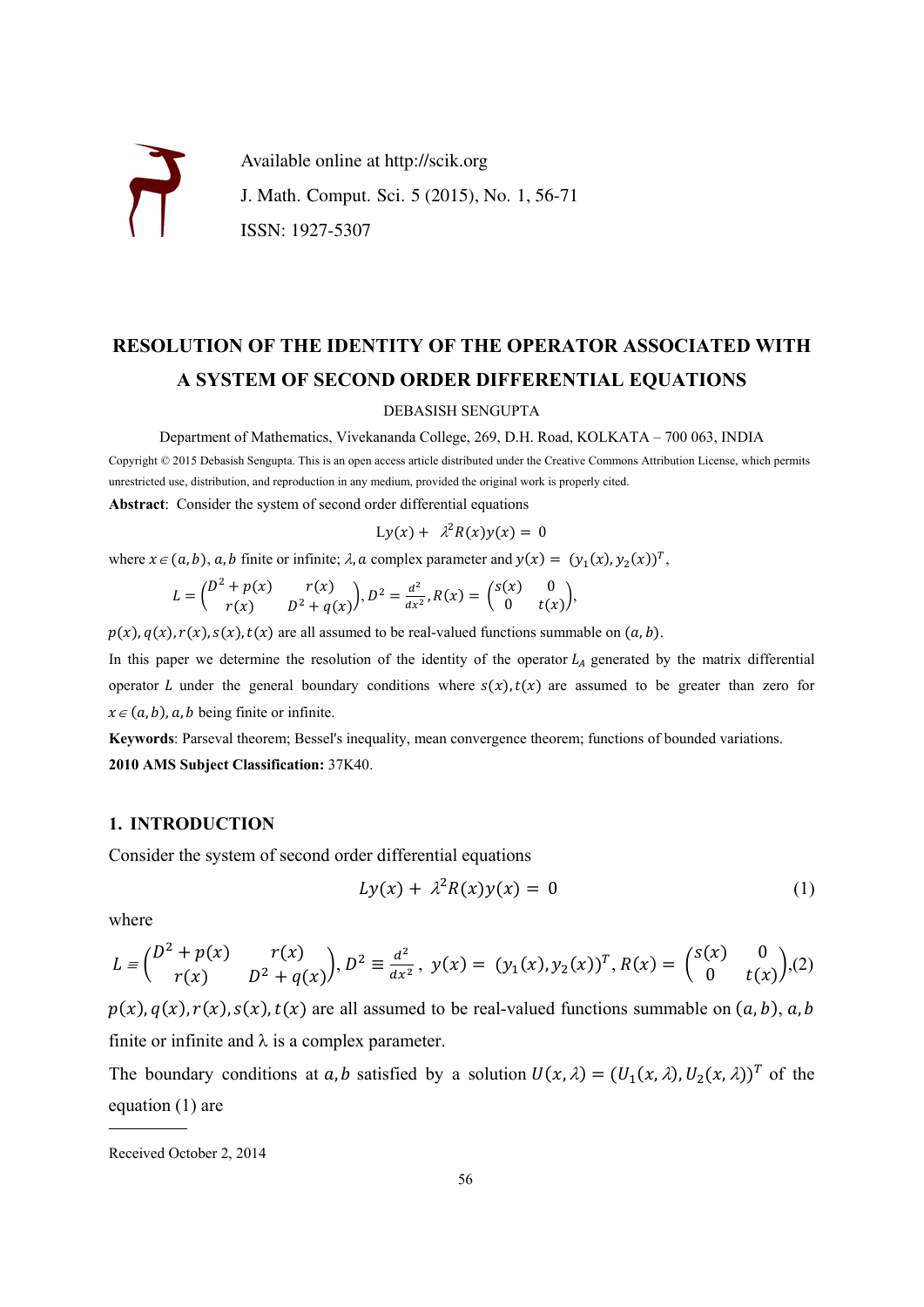Available online at http://scik.org

J. Math. Comput. Sci. 5 (2015), No. 1, 56-71

ISSN: 1927-5307

# RESOLUTION OF THE IDENTITY OF THE OPERATOR ASSOCIATED WITH A SYSTEM OF SECOND ORDER DIFFERENTIAL EQUATIONS

DEBASISH SENGUPTA

Department of Mathematics, Vivekananda College, 269, D.H. Road, KOLKATA – 700 063, INDIA

Copyright © 2015 Debasish Sengupta. This is an open access article distributed under the Creative Commons Attribution License, which permits unrestricted use, distribution, and reproduction in any medium, provided the original work is properly cited.

**Abstract**: Consider the system of second order differential equations

$$Ly(x) + \lambda^2 R(x)y(x) = 0$$

where $x \in (a,b)$, $a,b$ finite or infinite; $\lambda$, a complex parameter and $y(x) = (y_1(x), y_2(x))^T$,

$$L = \begin{pmatrix} D^2 + p(x) & r(x) \\ r(x) & D^2 + q(x) \end{pmatrix}, D^2 = \frac{d^2}{dx^2}, R(x) = \begin{pmatrix} s(x) & 0 \\ 0 & t(x) \end{pmatrix},$$

$p(x), q(x), r(x), s(x), t(x)$ are all assumed to be real-valued functions summable on $(a,b)$.

In this paper we determine the resolution of the identity of the operator $L_A$ generated by the matrix differential operator $L$ under the general boundary conditions where $s(x), t(x)$ are assumed to be greater than zero for $x \in (a,b)$, $a,b$ being finite or infinite.

**Keywords**: Parseval theorem; Bessel's inequality, mean convergence theorem; functions of bounded variations.

**2010 AMS Subject Classification:** 37K40.

## 1. INTRODUCTION

Consider the system of second order differential equations

$$Ly(x) + \lambda^2 R(x)y(x) = 0 \tag{1}$$

where

$$L \equiv \begin{pmatrix} D^2 + p(x) & r(x) \\ r(x) & D^2 + q(x) \end{pmatrix}, D^2 \equiv \frac{d^2}{dx^2},\ y(x) = (y_1(x), y_2(x))^T, R(x) = \begin{pmatrix} s(x) & 0 \\ 0 & t(x) \end{pmatrix}, \tag{2}$$

$p(x), q(x), r(x), s(x), t(x)$ are all assumed to be real-valued functions summable on $(a,b)$, $a,b$ finite or infinite and $\lambda$ is a complex parameter.

The boundary conditions at $a,b$ satisfied by a solution $U(x,\lambda) = (U_1(x,\lambda), U_2(x,\lambda))^T$ of the equation (1) are

Received October 2, 2014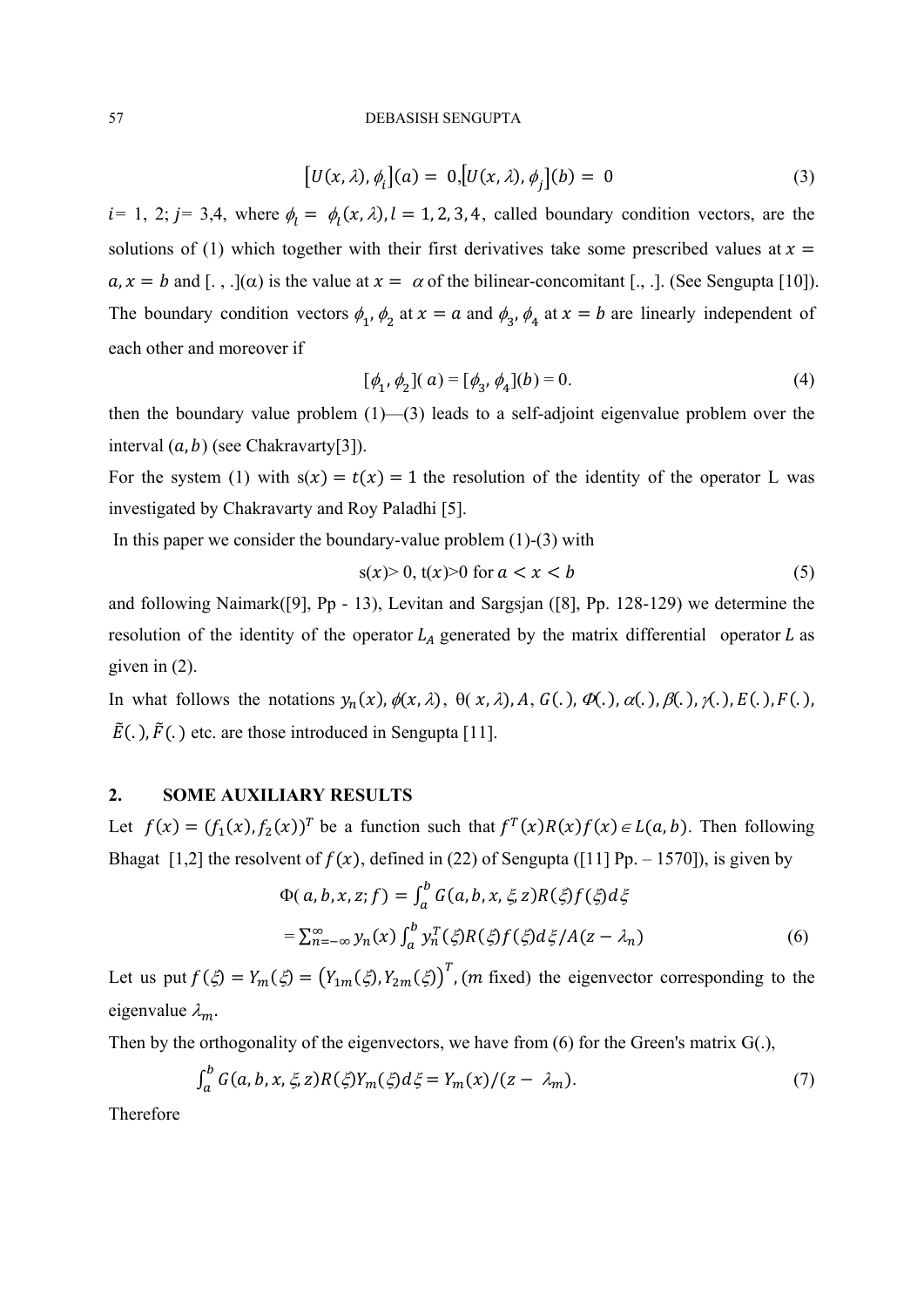$$[U(x,\lambda), \phi_i](a) = 0, [U(x,\lambda), \phi_j](b) = 0 \tag{3}$$

$i = 1, 2$; $j = 3,4$, where $\phi_l = \phi_l(x,\lambda), l = 1, 2, 3, 4$, called boundary condition vectors, are the solutions of (1) which together with their first derivatives take some prescribed values at $x = a, x = b$ and $[.,.](\alpha)$ is the value at $x = \alpha$ of the bilinear-concomitant $[.,.]$. (See Sengupta [10]). The boundary condition vectors $\phi_1, \phi_2$ at $x = a$ and $\phi_3, \phi_4$ at $x = b$ are linearly independent of each other and moreover if

$$[\phi_1, \phi_2](a) = [\phi_3, \phi_4](b) = 0. \tag{4}$$

then the boundary value problem (1)—(3) leads to a self-adjoint eigenvalue problem over the interval $(a, b)$ (see Chakravarty[3]).

For the system (1) with $s(x) = t(x) = 1$ the resolution of the identity of the operator L was investigated by Chakravarty and Roy Paladhi [5].

In this paper we consider the boundary-value problem (1)-(3) with

$$s(x) > 0,\ t(x) > 0 \text{ for } a < x < b \tag{5}$$

and following Naimark([9], Pp - 13), Levitan and Sargsjan ([8], Pp. 128-129) we determine the resolution of the identity of the operator $L_A$ generated by the matrix differential operator $L$ as given in (2).

In what follows the notations $y_n(x), \phi(x,\lambda), \theta(x,\lambda), A, G(.), \Phi(.), \alpha(.), \beta(.), \gamma(.), E(.), F(.), \tilde{E}(.), \tilde{F}(.)$ etc. are those introduced in Sengupta [11].

## 2. SOME AUXILIARY RESULTS

Let $f(x) = (f_1(x), f_2(x))^T$ be a function such that $f^T(x)R(x)f(x) \in L(a,b)$. Then following Bhagat [1,2] the resolvent of $f(x)$, defined in (22) of Sengupta ([11] Pp. – 1570]), is given by

$$\Phi(a,b,x,z;f) = \int_a^b G(a,b,x,\xi,z)R(\xi)f(\xi)d\xi$$

$$= \sum_{n=-\infty}^{\infty} y_n(x) \int_a^b y_n^T(\xi)R(\xi)f(\xi)d\xi / A(z - \lambda_n) \tag{6}$$

Let us put $f(\xi) = Y_m(\xi) = (Y_{1m}(\xi), Y_{2m}(\xi))^T$, ($m$ fixed) the eigenvector corresponding to the eigenvalue $\lambda_m$.

Then by the orthogonality of the eigenvectors, we have from (6) for the Green's matrix G(.),

$$\int_a^b G(a,b,x,\xi,z)R(\xi)Y_m(\xi)d\xi = Y_m(x)/(z - \lambda_m). \tag{7}$$

Therefore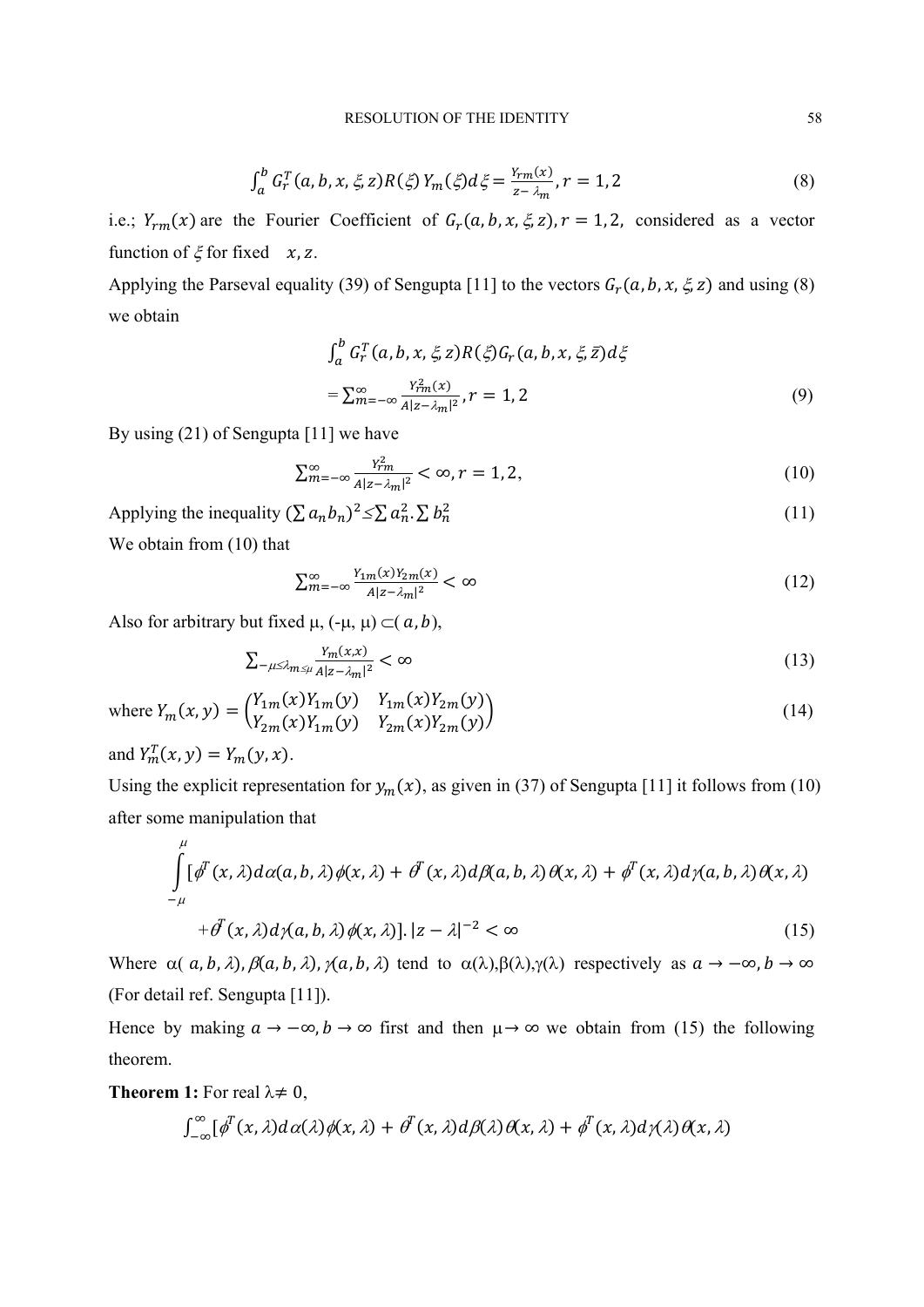$$\int_a^b G_r^T(a,b,x,\xi,z)R(\xi)\,Y_m(\xi)d\xi = \frac{Y_{rm}(x)}{z-\lambda_m}, r = 1,2 \tag{8}$$

i.e.; $Y_{rm}(x)$ are the Fourier Coefficient of $G_r(a,b,x,\xi,z), r = 1,2,$ considered as a vector function of $\xi$ for fixed $x, z$.

Applying the Parseval equality (39) of Sengupta [11] to the vectors $G_r(a,b,x,\xi,z)$ and using (8) we obtain

$$\int_a^b G_r^T(a,b,x,\xi,z)R(\xi)G_r(a,b,x,\xi,\bar{z})d\xi$$

$$= \sum_{m=-\infty}^{\infty} \frac{Y_{rm}^2(x)}{A|z-\lambda_m|^2}, r = 1, 2 \tag{9}$$

By using (21) of Sengupta [11] we have

$$\sum_{m=-\infty}^{\infty} \frac{Y_{rm}^2}{A|z-\lambda_m|^2} < \infty, r = 1,2, \tag{10}$$

Applying the inequality $(\sum a_n b_n)^2 \leq \sum a_n^2 . \sum b_n^2$ (11)

We obtain from (10) that

$$\sum_{m=-\infty}^{\infty} \frac{Y_{1m}(x)Y_{2m}(x)}{A|z-\lambda_m|^2} < \infty \tag{12}$$

Also for arbitrary but fixed μ, (-μ, μ) ⊂$(a,b)$,

$$\sum_{-\mu\leq\lambda_m\leq\mu} \frac{Y_m(x,x)}{A|z-\lambda_m|^2} < \infty \tag{13}$$

where $Y_m(x,y) = \begin{pmatrix} Y_{1m}(x)Y_{1m}(y) & Y_{1m}(x)Y_{2m}(y) \\ Y_{2m}(x)Y_{1m}(y) & Y_{2m}(x)Y_{2m}(y) \end{pmatrix}$ (14)

and $Y_m^T(x,y) = Y_m(y,x)$.

Using the explicit representation for $y_m(x)$, as given in (37) of Sengupta [11] it follows from (10) after some manipulation that

$$\int_{-\mu}^{\mu} [\phi^T(x,\lambda)d\alpha(a,b,\lambda)\phi(x,\lambda) + \theta^T(x,\lambda)d\beta(a,b,\lambda)\theta(x,\lambda) + \phi^T(x,\lambda)d\gamma(a,b,\lambda)\theta(x,\lambda)$$

$$+\theta^T(x,\lambda)d\gamma(a,b,\lambda)\phi(x,\lambda)]. |z-\lambda|^{-2} < \infty \tag{15}$$

Where $\alpha(a,b,\lambda), \beta(a,b,\lambda), \gamma(a,b,\lambda)$ tend to $\alpha(\lambda),\beta(\lambda),\gamma(\lambda)$ respectively as $a \to -\infty, b \to \infty$ (For detail ref. Sengupta [11]).

Hence by making $a \to -\infty, b \to \infty$ first and then $\mu \to \infty$ we obtain from (15) the following theorem.

**Theorem 1:** For real $\lambda \neq 0$,

$$\int_{-\infty}^{\infty} [\phi^T(x,\lambda)d\alpha(\lambda)\phi(x,\lambda) + \theta^T(x,\lambda)d\beta(\lambda)\theta(x,\lambda) + \phi^T(x,\lambda)d\gamma(\lambda)\theta(x,\lambda)$$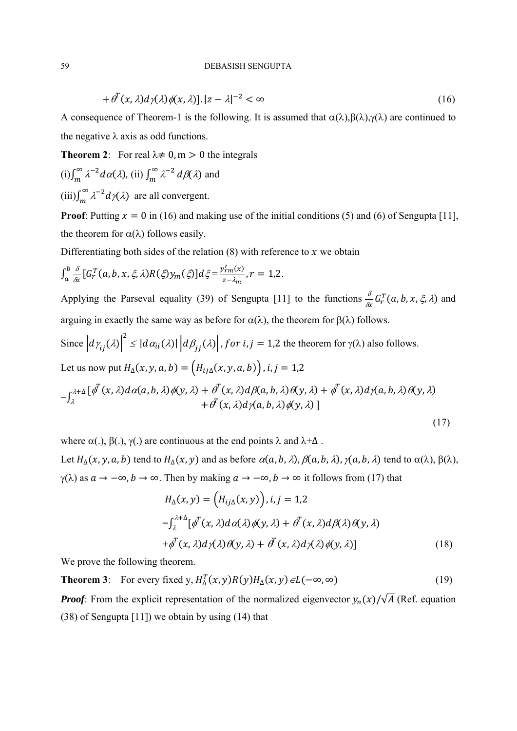$$+\theta^T(x,\lambda)d\gamma(\lambda)\phi(x,\lambda)].|z-\lambda|^{-2}<\infty \tag{16}$$

A consequence of Theorem-1 is the following. It is assumed that $\alpha(\lambda)$,$\beta(\lambda)$,$\gamma(\lambda)$ are continued to the negative $\lambda$ axis as odd functions.

**Theorem 2**: For real $\lambda \neq 0, m > 0$ the integrals

(i)$\int_m^\infty \lambda^{-2} d\alpha(\lambda)$, (ii) $\int_m^\infty \lambda^{-2}\, d\beta(\lambda)$ and

(iii)$\int_m^\infty \lambda^{-2} d\gamma(\lambda)$ are all convergent.

**Proof**: Putting $x = 0$ in (16) and making use of the initial conditions (5) and (6) of Sengupta [11], the theorem for $\alpha(\lambda)$ follows easily.

Differentiating both sides of the relation (8) with reference to $x$ we obtain

$\int_a^b \frac{\delta}{\delta x}[G_r^T(a,b,x,\xi,\lambda)R(\xi)y_m(\xi)]d\xi = \frac{y'_{rm}(x)}{z-\lambda_m}, r = 1,2.$

Applying the Parseval equality (39) of Sengupta [11] to the functions $\frac{\delta}{\delta x}G_r^T(a,b,x,\xi,\lambda)$ and arguing in exactly the same way as before for $\alpha(\lambda)$, the theorem for $\beta(\lambda)$ follows.

Since $\left|d\gamma_{ij}(\lambda)\right|^2 \leq |d\alpha_{ii}(\lambda)|\left|d\beta_{jj}(\lambda)\right|, for\ i,j = 1,2$ the theorem for $\gamma(\lambda)$ also follows.

Let us now put $H_\Delta(x,y,a,b) = \left(H_{ij\Delta}(x,y,a,b)\right), i,j = 1,2$

$$=\int_\lambda^{\lambda+\Delta}[\phi^T(x,\lambda)d\alpha(a,b,\lambda)\phi(y,\lambda) + \theta^T(x,\lambda)d\beta(a,b,\lambda)\theta(y,\lambda) + \phi^T(x,\lambda)d\gamma(a,b,\lambda)\theta(y,\lambda) + \theta^T(x,\lambda)d\gamma(a,b,\lambda)\phi(y,\lambda)] \tag{17}$$

where $\alpha(.)$, $\beta(.)$, $\gamma(.)$ are continuous at the end points $\lambda$ and $\lambda+\Delta$ .

Let $H_\Delta(x,y,a,b)$ tend to $H_\Delta(x,y)$ and as before $\alpha(a,b,\lambda)$, $\beta(a,b,\lambda)$, $\gamma(a,b,\lambda)$ tend to $\alpha(\lambda)$, $\beta(\lambda)$, $\gamma(\lambda)$ as $a \to -\infty, b \to \infty$. Then by making $a \to -\infty, b \to \infty$ it follows from (17) that

$$H_\Delta(x,y) = \left(H_{ij\Delta}(x,y)\right), i,j = 1,2$$

$$=\int_\lambda^{\lambda+\Delta}[\phi^T(x,\lambda)d\alpha(\lambda)\phi(y,\lambda) + \theta^T(x,\lambda)d\beta(\lambda)\theta(y,\lambda) + \phi^T(x,\lambda)d\gamma(\lambda)\theta(y,\lambda) + \theta^T(x,\lambda)d\gamma(\lambda)\phi(y,\lambda)] \tag{18}$$

We prove the following theorem.

**Theorem 3**: For every fixed y, $H_\Delta^T(x,y)R(y)H_\Delta(x,y) \in L(-\infty,\infty)$ (19)

***Proof***: From the explicit representation of the normalized eigenvector $y_n(x)/\sqrt{A}$ (Ref. equation (38) of Sengupta [11]) we obtain by using (14) that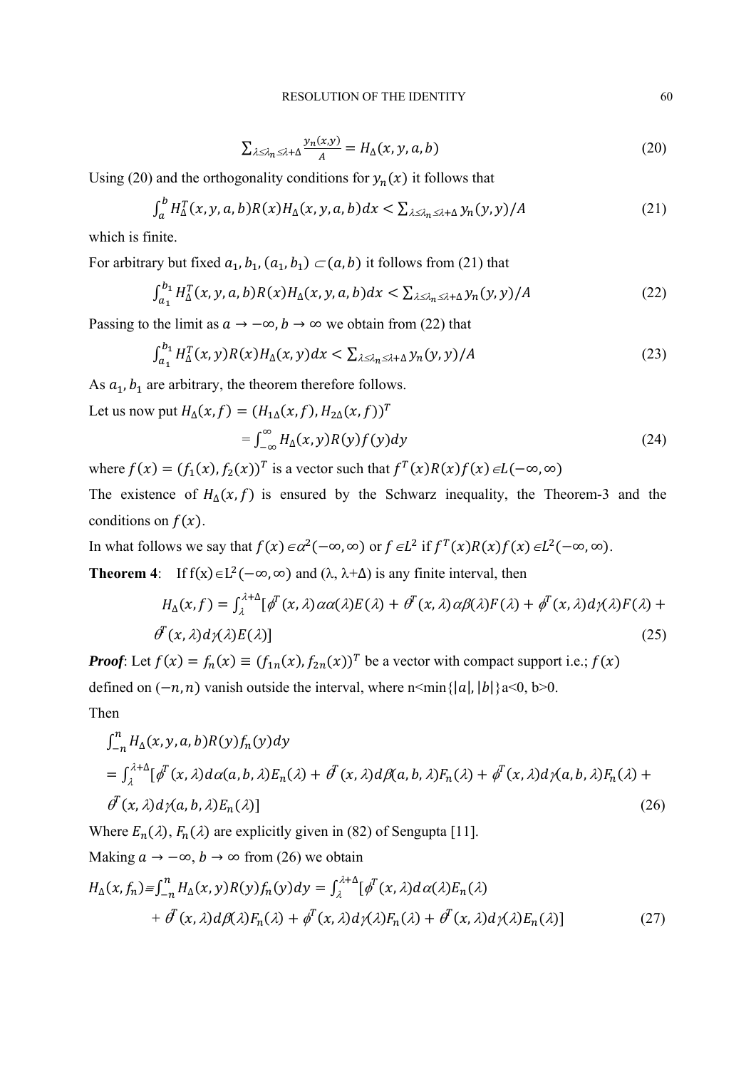$$\sum_{\lambda \leq \lambda_n \leq \lambda + \Delta} \frac{y_n(x,y)}{A} = H_\Delta(x,y,a,b) \tag{20}$$

Using (20) and the orthogonality conditions for $y_n(x)$ it follows that

$$\int_a^b H_\Delta^T(x,y,a,b) R(x) H_\Delta(x,y,a,b) dx < \sum_{\lambda \leq \lambda_n \leq \lambda + \Delta} y_n(y,y)/A \tag{21}$$

which is finite.

For arbitrary but fixed $a_1, b_1, (a_1, b_1) \subset (a,b)$ it follows from (21) that

$$\int_{a_1}^{b_1} H_\Delta^T(x,y,a,b) R(x) H_\Delta(x,y,a,b) dx < \sum_{\lambda \leq \lambda_n \leq \lambda + \Delta} y_n(y,y)/A \tag{22}$$

Passing to the limit as $a \to -\infty, b \to \infty$ we obtain from (22) that

$$\int_{a_1}^{b_1} H_\Delta^T(x,y) R(x) H_\Delta(x,y) dx < \sum_{\lambda \leq \lambda_n \leq \lambda + \Delta} y_n(y,y)/A \tag{23}$$

As $a_1, b_1$ are arbitrary, the theorem therefore follows.

Let us now put $H_\Delta(x,f) = (H_{1\Delta}(x,f), H_{2\Delta}(x,f))^T$

$$= \int_{-\infty}^{\infty} H_\Delta(x,y) R(y) f(y) dy \tag{24}$$

where $f(x) = (f_1(x), f_2(x))^T$ is a vector such that $f^T(x) R(x) f(x) \in L(-\infty, \infty)$

The existence of $H_\Delta(x,f)$ is ensured by the Schwarz inequality, the Theorem-3 and the conditions on $f(x)$.

In what follows we say that $f(x) \in \alpha^2(-\infty,\infty)$ or $f \in L^2$ if $f^T(x) R(x) f(x) \in L^2(-\infty,\infty)$.

**Theorem 4**: If $f(x) \in L^2(-\infty,\infty)$ and $(\lambda, \lambda+\Delta)$ is any finite interval, then

$$H_\Delta(x,f) = \int_\lambda^{\lambda+\Delta} [\phi^T(x,\lambda) \alpha\alpha(\lambda) E(\lambda) + \theta^T(x,\lambda) \alpha\beta(\lambda) F(\lambda) + \phi^T(x,\lambda) d\gamma(\lambda) F(\lambda) + \theta^T(x,\lambda) d\gamma(\lambda) E(\lambda)] \tag{25}$$

***Proof***: Let $f(x) = f_n(x) \equiv (f_{1n}(x), f_{2n}(x))^T$ be a vector with compact support i.e.; $f(x)$ defined on $(-n,n)$ vanish outside the interval, where n<min$\{|a|, |b|\}$a<0, b>0.

Then

$$\int_{-n}^{n} H_\Delta(x,y,a,b) R(y) f_n(y) dy$$
$$= \int_\lambda^{\lambda+\Delta} [\phi^T(x,\lambda) d\alpha(a,b,\lambda) E_n(\lambda) + \theta^T(x,\lambda) d\beta(a,b,\lambda) F_n(\lambda) + \phi^T(x,\lambda) d\gamma(a,b,\lambda) F_n(\lambda) + \theta^T(x,\lambda) d\gamma(a,b,\lambda) E_n(\lambda)] \tag{26}$$

Where $E_n(\lambda), F_n(\lambda)$ are explicitly given in (82) of Sengupta [11].

Making $a \to -\infty, b \to \infty$ from (26) we obtain

$$H_\Delta(x,f_n) \equiv \int_{-n}^{n} H_\Delta(x,y) R(y) f_n(y) dy = \int_\lambda^{\lambda+\Delta} [\phi^T(x,\lambda) d\alpha(\lambda) E_n(\lambda) + \theta^T(x,\lambda) d\beta(\lambda) F_n(\lambda) + \phi^T(x,\lambda) d\gamma(\lambda) F_n(\lambda) + \theta^T(x,\lambda) d\gamma(\lambda) E_n(\lambda)] \tag{27}$$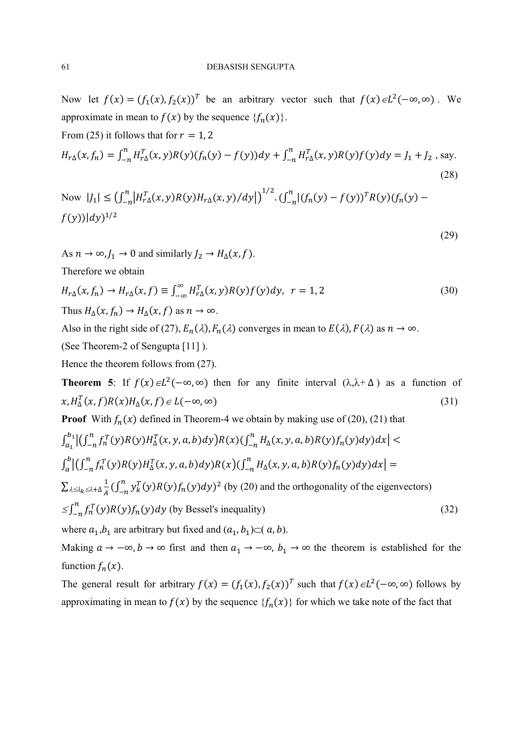Now let $f(x) = (f_1(x), f_2(x))^T$ be an arbitrary vector such that $f(x) \in L^2(-\infty, \infty)$. We approximate in mean to $f(x)$ by the sequence $\{f_n(x)\}$.

From (25) it follows that for $r = 1, 2$

$$H_{r\Delta}(x, f_n) = \int_{-n}^{n} H_{r\Delta}^T(x, y) R(y)(f_n(y) - f(y)) dy + \int_{-n}^{n} H_{r\Delta}^T(x, y) R(y) f(y) dy = J_1 + J_2 \text{, say.} \tag{28}$$

$$\text{Now } |J_1| \leq \left(\int_{-n}^{n} \left| H_{r\Delta}^T(x, y) R(y) H_{r\Delta}(x, y) / dy \right|\right)^{1/2} . \left(\int_{-n}^{n} |(f_n(y) - f(y))^T R(y)(f_n(y) - f(y))| dy\right)^{1/2} \tag{29}$$

As $n \to \infty, J_1 \to 0$ and similarly $J_2 \to H_\Delta(x, f)$.

Therefore we obtain

$$H_{r\Delta}(x, f_n) \to H_{r\Delta}(x, f) \equiv \int_{-\infty}^{\infty} H_{r\Delta}^T(x, y) R(y) f(y) dy, \;\; r = 1, 2 \tag{30}$$

Thus $H_\Delta(x, f_n) \to H_\Delta(x, f)$ as $n \to \infty$.

Also in the right side of (27), $E_n(\lambda), F_n(\lambda)$ converges in mean to $E(\lambda), F(\lambda)$ as $n \to \infty$.

(See Theorem-2 of Sengupta [11] ).

Hence the theorem follows from (27).

**Theorem 5**: If $f(x) \in L^2(-\infty, \infty)$ then for any finite interval $(\lambda, \lambda + \Delta)$ as a function of $x, H_\Delta^T(x, f) R(x) H_\Delta(x, f) \in L(-\infty, \infty)$ (31)

**Proof** With $f_n(x)$ defined in Theorem-4 we obtain by making use of (20), (21) that

$$\int_{a_1}^{b_1} \left| \left(\int_{-n}^{n} f_n^T(y) R(y) H_\Delta^T(x, y, a, b) dy\right) R(x) \left(\int_{-n}^{n} H_\Delta(x, y, a, b) R(y) f_n(y) dy\right) dx \right| <$$

$$\int_{a}^{b} \left| \left(\int_{-n}^{n} f_n^T(y) R(y) H_\Delta^T(x, y, a, b) dy\right) R(x) \left(\int_{-n}^{n} H_\Delta(x, y, a, b) R(y) f_n(y) dy\right) dx \right| =$$

$$\sum_{\lambda \leq \lambda_k \leq \lambda + \Delta} \frac{1}{A} \left(\int_{-n}^{n} y_k^T(y) R(y) f_n(y) dy\right)^2 \text{ (by (20) and the orthogonality of the eigenvectors)}$$

$$\leq \int_{-n}^{n} f_n^T(y) R(y) f_n(y) dy \text{ (by Bessel's inequality)} \tag{32}$$

where $a_1$,$b_1$ are arbitrary but fixed and $(a_1, b_1) \subset (a, b)$.

Making $a \to -\infty, b \to \infty$ first and then $a_1 \to -\infty$, $b_1 \to \infty$ the theorem is established for the function $f_n(x)$.

The general result for arbitrary $f(x) = (f_1(x), f_2(x))^T$ such that $f(x) \in L^2(-\infty, \infty)$ follows by approximating in mean to $f(x)$ by the sequence $\{f_n(x)\}$ for which we take note of the fact that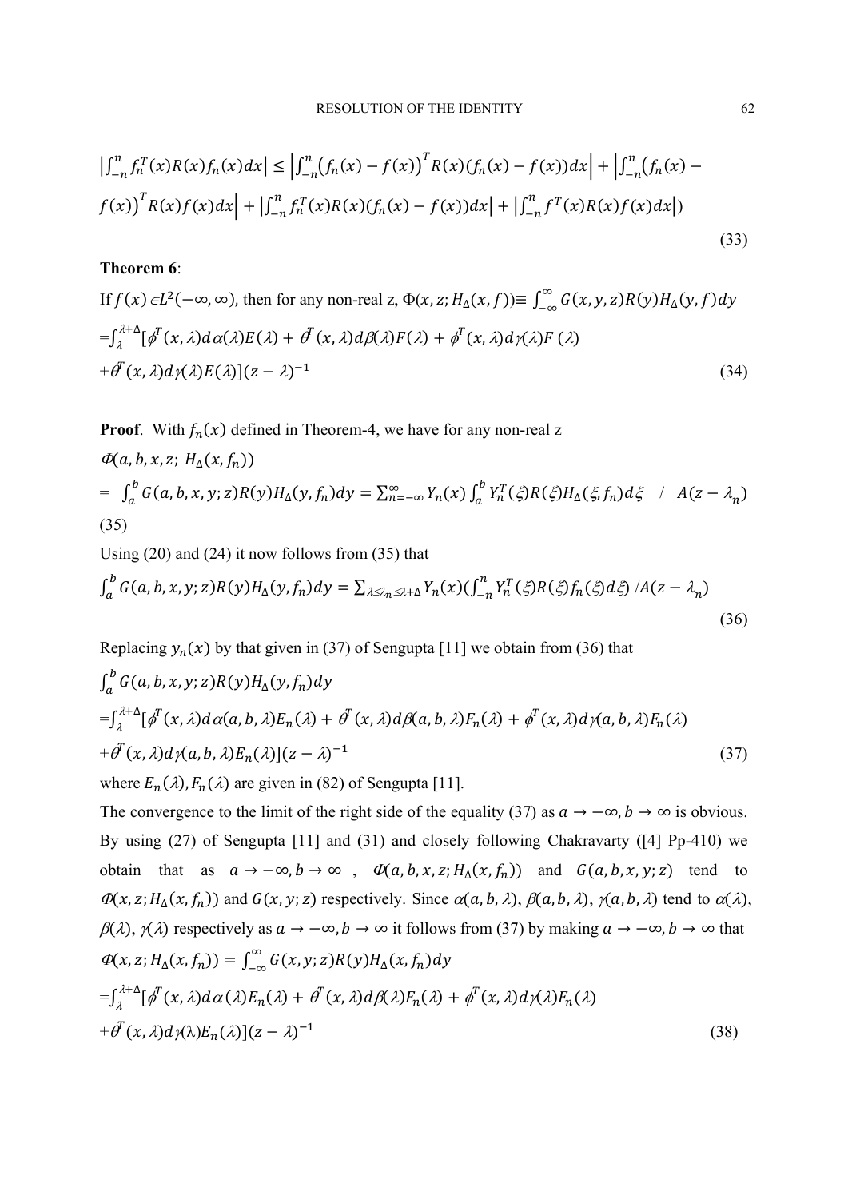$$\left|\int_{-n}^{n} f_n^T(x)R(x)f_n(x)dx\right| \leq \left|\int_{-n}^{n}\left(f_n(x)-f(x)\right)^T R(x)(f_n(x)-f(x))dx\right| + \left|\int_{-n}^{n}\left(f_n(x)-f(x)\right)^T R(x)f(x)dx\right| + \left|\int_{-n}^{n} f_n^T(x)R(x)(f_n(x)-f(x))dx\right| + \left|\int_{-n}^{n} f^T(x)R(x)f(x)dx\right|) \tag{33}$$

**Theorem 6**:

If $f(x) \in L^2(-\infty,\infty)$, then for any non-real z, $\Phi(x,z;H_\Delta(x,f)) \equiv \int_{-\infty}^{\infty} G(x,y,z)R(y)H_\Delta(y,f)dy$

$$=\int_{\lambda}^{\lambda+\Delta}[\phi^T(x,\lambda)d\alpha(\lambda)E(\lambda) + \theta^T(x,\lambda)d\beta(\lambda)F(\lambda) + \phi^T(x,\lambda)d\gamma(\lambda)F(\lambda) + \theta^T(x,\lambda)d\gamma(\lambda)E(\lambda)](z-\lambda)^{-1} \tag{34}$$

**Proof**. With $f_n(x)$ defined in Theorem-4, we have for any non-real z

$\Phi(a,b,x,z;\ H_\Delta(x,f_n))$

$$= \int_a^b G(a,b,x,y;z)R(y)H_\Delta(y,f_n)dy = \sum_{n=-\infty}^{\infty} Y_n(x)\int_a^b Y_n^T(\xi)R(\xi)H_\Delta(\xi,f_n)d\xi \quad / \quad A(z-\lambda_n)$$

(35)

Using (20) and (24) it now follows from (35) that

$$\int_a^b G(a,b,x,y;z)R(y)H_\Delta(y,f_n)dy = \sum_{\lambda\leq\lambda_n\leq\lambda+\Delta} Y_n(x)\left(\int_{-n}^{n} Y_n^T(\xi)R(\xi)f_n(\xi)d\xi\right)/A(z-\lambda_n) \tag{36}$$

Replacing $y_n(x)$ by that given in (37) of Sengupta [11] we obtain from (36) that

$\int_a^b G(a,b,x,y;z)R(y)H_\Delta(y,f_n)dy$

$$=\int_{\lambda}^{\lambda+\Delta}[\phi^T(x,\lambda)d\alpha(a,b,\lambda)E_n(\lambda) + \theta^T(x,\lambda)d\beta(a,b,\lambda)F_n(\lambda) + \phi^T(x,\lambda)d\gamma(a,b,\lambda)F_n(\lambda) + \theta^T(x,\lambda)d\gamma(a,b,\lambda)E_n(\lambda)](z-\lambda)^{-1} \tag{37}$$

where $E_n(\lambda), F_n(\lambda)$ are given in (82) of Sengupta [11].

The convergence to the limit of the right side of the equality (37) as $a \to -\infty, b \to \infty$ is obvious. By using (27) of Sengupta [11] and (31) and closely following Chakravarty ([4] Pp-410) we obtain that as $a \to -\infty, b \to \infty$, $\Phi(a,b,x,z;H_\Delta(x,f_n))$ and $G(a,b,x,y;z)$ tend to $\Phi(x,z;H_\Delta(x,f_n))$ and $G(x,y;z)$ respectively. Since $\alpha(a,b,\lambda)$, $\beta(a,b,\lambda)$, $\gamma(a,b,\lambda)$ tend to $\alpha(\lambda)$, $\beta(\lambda)$, $\gamma(\lambda)$ respectively as $a \to -\infty, b \to \infty$ it follows from (37) by making $a \to -\infty, b \to \infty$ that

$\Phi(x,z;H_\Delta(x,f_n)) = \int_{-\infty}^{\infty} G(x,y;z)R(y)H_\Delta(x,f_n)dy$

$$=\int_{\lambda}^{\lambda+\Delta}[\phi^T(x,\lambda)d\alpha(\lambda)E_n(\lambda) + \theta^T(x,\lambda)d\beta(\lambda)F_n(\lambda) + \phi^T(x,\lambda)d\gamma(\lambda)F_n(\lambda) + \theta^T(x,\lambda)d\gamma(\lambda)E_n(\lambda)](z-\lambda)^{-1} \tag{38}$$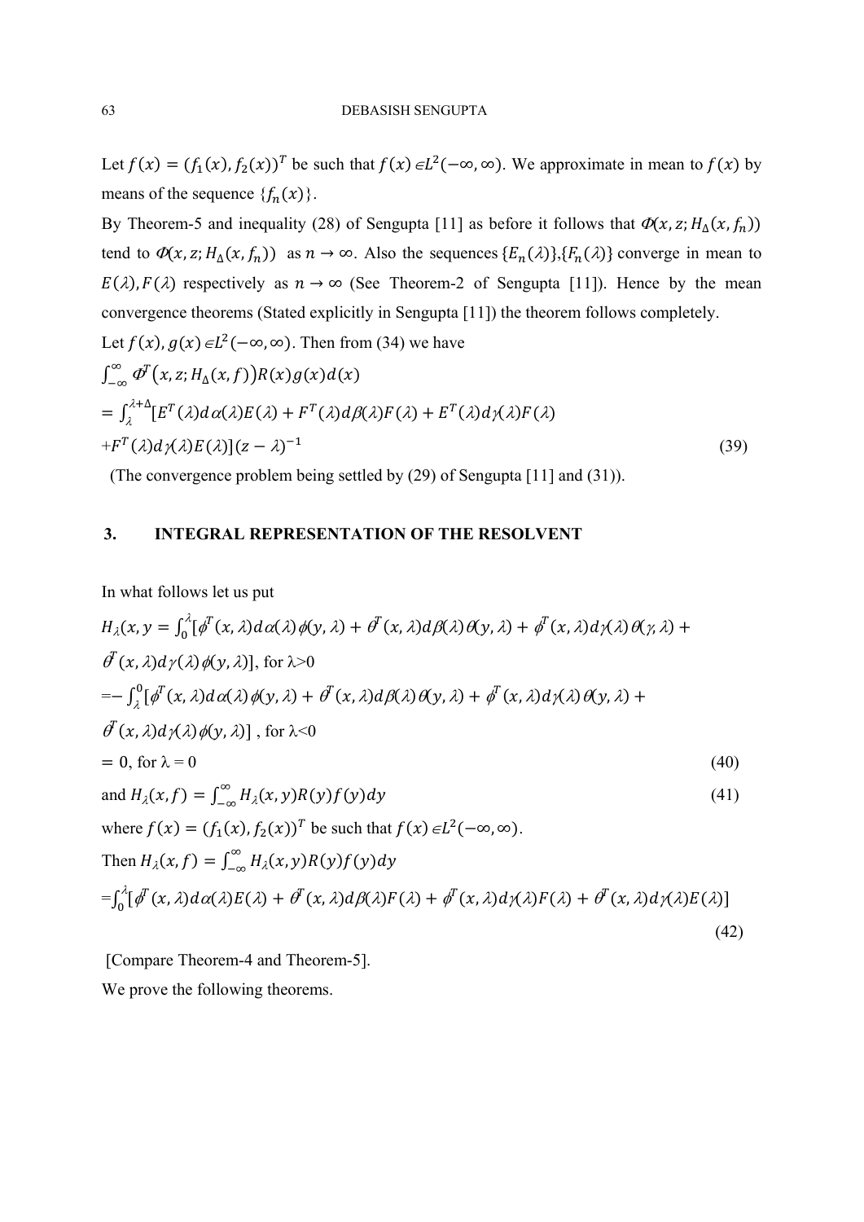Let $f(x) = (f_1(x), f_2(x))^T$ be such that $f(x) \in L^2(-\infty, \infty)$. We approximate in mean to $f(x)$ by means of the sequence $\{f_n(x)\}$.

By Theorem-5 and inequality (28) of Sengupta [11] as before it follows that $\Phi(x, z; H_\Delta(x, f_n))$ tend to $\Phi(x, z; H_\Delta(x, f_n))$ as $n \to \infty$. Also the sequences $\{E_n(\lambda)\}$,$\{F_n(\lambda)\}$ converge in mean to $E(\lambda), F(\lambda)$ respectively as $n \to \infty$ (See Theorem-2 of Sengupta [11]). Hence by the mean convergence theorems (Stated explicitly in Sengupta [11]) the theorem follows completely.

Let $f(x), g(x) \in L^2(-\infty, \infty)$. Then from (34) we have

$$\int_{-\infty}^{\infty} \Phi^T\big(x, z; H_\Delta(x, f)\big) R(x) g(x) d(x)$$

$$= \int_{\lambda}^{\lambda+\Delta} [E^T(\lambda) d\alpha(\lambda) E(\lambda) + F^T(\lambda) d\beta(\lambda) F(\lambda) + E^T(\lambda) d\gamma(\lambda) F(\lambda)$$

$$+ F^T(\lambda) d\gamma(\lambda) E(\lambda)](z - \lambda)^{-1} \tag{39}$$

(The convergence problem being settled by (29) of Sengupta [11] and (31)).

## 3. INTEGRAL REPRESENTATION OF THE RESOLVENT

In what follows let us put

$$H_\lambda(x, y = \int_0^\lambda [\phi^T(x, \lambda) d\alpha(\lambda) \phi(y, \lambda) + \theta^T(x, \lambda) d\beta(\lambda) \theta(y, \lambda) + \phi^T(x, \lambda) d\gamma(\lambda) \theta(\gamma, \lambda) +$$

$$\theta^T(x, \lambda) d\gamma(\lambda) \phi(y, \lambda)], \text{ for } \lambda > 0$$

$$= -\int_\lambda^0 [\phi^T(x, \lambda) d\alpha(\lambda) \phi(y, \lambda) + \theta^T(x, \lambda) d\beta(\lambda) \theta(y, \lambda) + \phi^T(x, \lambda) d\gamma(\lambda) \theta(y, \lambda) +$$

$$\theta^T(x, \lambda) d\gamma(\lambda) \phi(y, \lambda)] \text{ , for } \lambda < 0$$

$$= 0, \text{ for } \lambda = 0 \tag{40}$$

and $H_\lambda(x, f) = \int_{-\infty}^{\infty} H_\lambda(x, y) R(y) f(y) dy$ (41)

where $f(x) = (f_1(x), f_2(x))^T$ be such that $f(x) \in L^2(-\infty, \infty)$.

Then $H_\lambda(x, f) = \int_{-\infty}^{\infty} H_\lambda(x, y) R(y) f(y) dy$

$$= \int_0^\lambda [\phi^T(x, \lambda) d\alpha(\lambda) E(\lambda) + \theta^T(x, \lambda) d\beta(\lambda) F(\lambda) + \phi^T(x, \lambda) d\gamma(\lambda) F(\lambda) + \theta^T(x, \lambda) d\gamma(\lambda) E(\lambda)] \tag{42}$$

[Compare Theorem-4 and Theorem-5].

We prove the following theorems.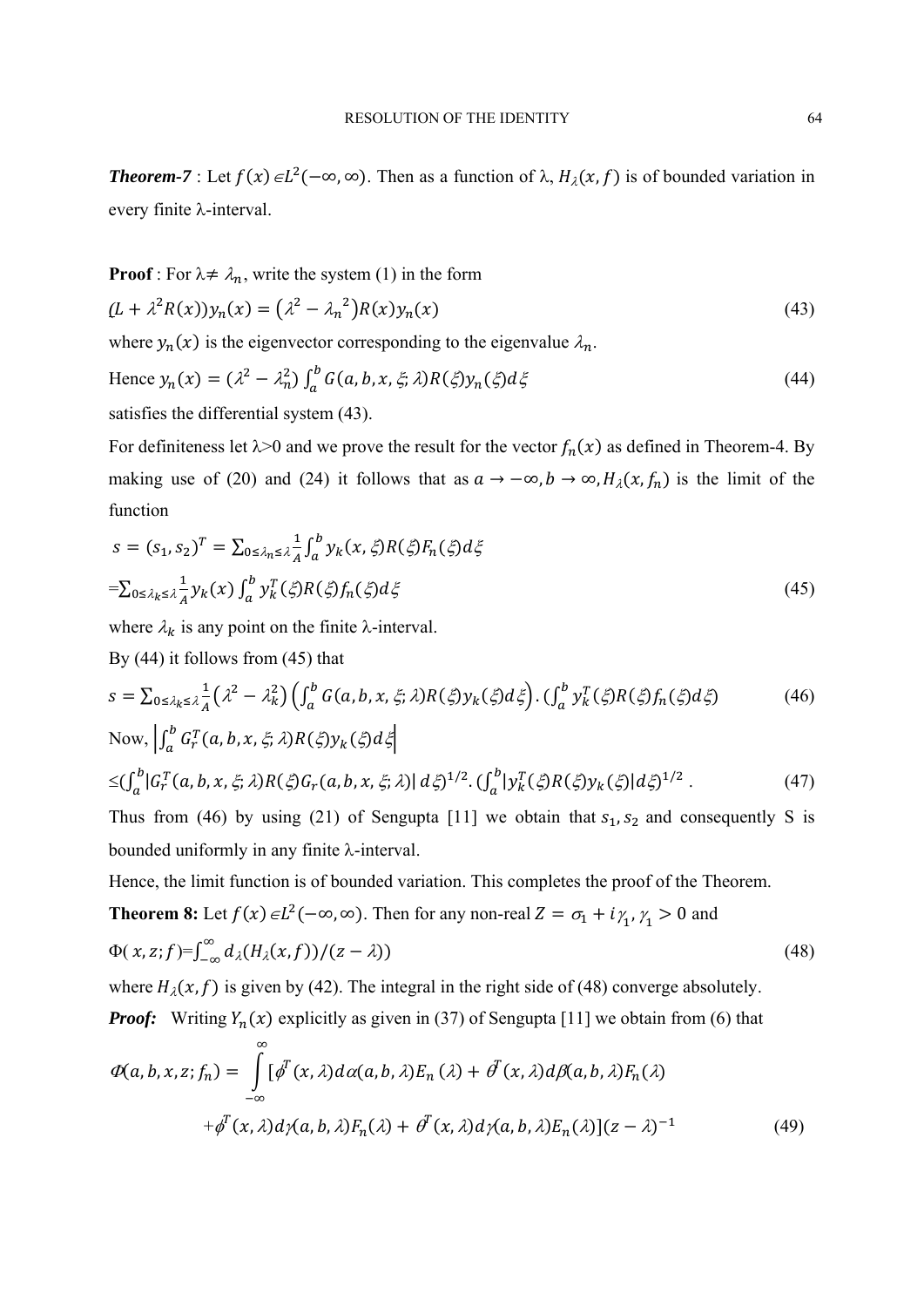***Theorem-7*** : Let $f(x) \in L^2(-\infty, \infty)$. Then as a function of λ, $H_\lambda(x, f)$ is of bounded variation in every finite λ-interval.

**Proof** : For $\lambda \neq \lambda_n$, write the system (1) in the form

$$(L + \lambda^2 R(x))y_n(x) = (\lambda^2 - \lambda_n{}^2)R(x)y_n(x) \tag{43}$$

where $y_n(x)$ is the eigenvector corresponding to the eigenvalue $\lambda_n$.

Hence $y_n(x) = (\lambda^2 - \lambda_n^2)\int_a^b G(a, b, x, \xi; \lambda)R(\xi)y_n(\xi)d\xi$ (44)

satisfies the differential system (43).

For definiteness let λ>0 and we prove the result for the vector $f_n(x)$ as defined in Theorem-4. By making use of (20) and (24) it follows that as $a \to -\infty, b \to \infty, H_\lambda(x, f_n)$ is the limit of the function

$$s = (s_1, s_2)^T = \sum_{0 \leq \lambda_n \leq \lambda} \frac{1}{A}\int_a^b y_k(x, \xi)R(\xi)F_n(\xi)d\xi$$

$$= \sum_{0 \leq \lambda_k \leq \lambda} \frac{1}{A} y_k(x)\int_a^b y_k^T(\xi)R(\xi)f_n(\xi)d\xi \tag{45}$$

where $\lambda_k$ is any point on the finite λ-interval.

By (44) it follows from (45) that

$$s = \sum_{0 \leq \lambda_k \leq \lambda} \frac{1}{A}(\lambda^2 - \lambda_k^2)\left(\int_a^b G(a, b, x, \xi; \lambda)R(\xi)y_k(\xi)d\xi\right).\left(\int_a^b y_k^T(\xi)R(\xi)f_n(\xi)d\xi\right) \tag{46}$$

Now, $\left|\int_a^b G_r^T(a, b, x, \xi; \lambda)R(\xi)y_k(\xi)d\xi\right|$

$$\leq \left(\int_a^b |G_r^T(a, b, x, \xi; \lambda)R(\xi)G_r(a, b, x, \xi; \lambda)|\, d\xi\right)^{1/2}.\left(\int_a^b |y_k^T(\xi)R(\xi)y_k(\xi)|d\xi\right)^{1/2}. \tag{47}$$

Thus from (46) by using (21) of Sengupta [11] we obtain that $s_1, s_2$ and consequently S is bounded uniformly in any finite λ-interval.

Hence, the limit function is of bounded variation. This completes the proof of the Theorem.

**Theorem 8:** Let $f(x) \in L^2(-\infty, \infty)$. Then for any non-real $Z = \sigma_1 + i\gamma_1, \gamma_1 > 0$ and

$$\Phi(x, z; f) = \int_{-\infty}^{\infty} d_\lambda(H_\lambda(x, f))/(z - \lambda)) \tag{48}$$

where $H_\lambda(x, f)$ is given by (42). The integral in the right side of (48) converge absolutely.

***Proof:*** Writing $Y_n(x)$ explicitly as given in (37) of Sengupta [11] we obtain from (6) that

$$\Phi(a, b, x, z; f_n) = \int_{-\infty}^{\infty} [\phi^T(x, \lambda)d\alpha(a, b, \lambda)E_n(\lambda) + \theta^T(x, \lambda)d\beta(a, b, \lambda)F_n(\lambda)$$
$$+\phi^T(x, \lambda)d\gamma(a, b, \lambda)F_n(\lambda) + \theta^T(x, \lambda)d\gamma(a, b, \lambda)E_n(\lambda)](z - \lambda)^{-1} \tag{49}$$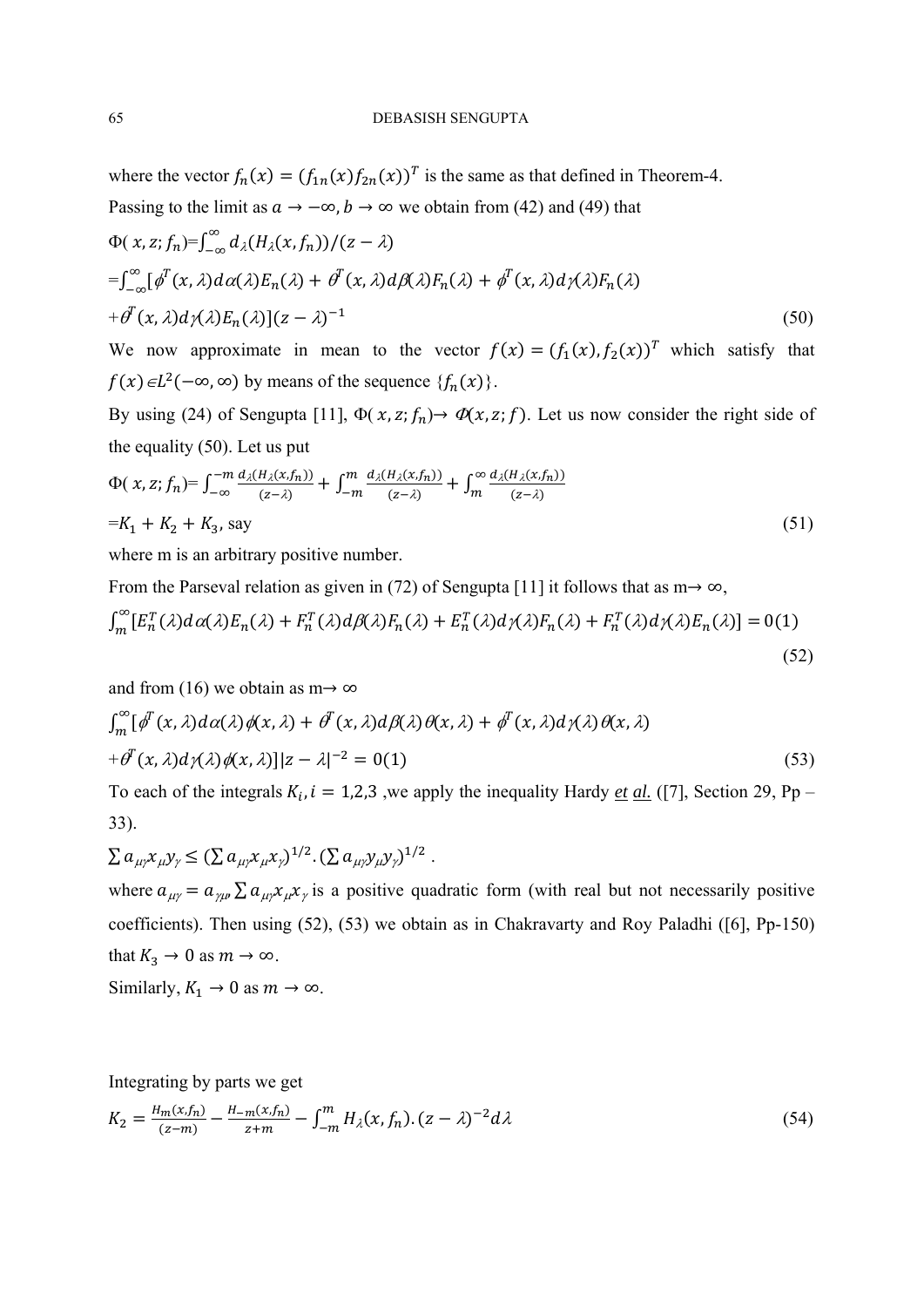where the vector $f_n(x) = (f_{1n}(x) f_{2n}(x))^T$ is the same as that defined in Theorem-4.

Passing to the limit as $a \to -\infty, b \to \infty$ we obtain from (42) and (49) that

$$\Phi(x, z; f_n) = \int_{-\infty}^{\infty} d_\lambda(H_\lambda(x, f_n))/(z - \lambda)$$

$$= \int_{-\infty}^{\infty} [\phi^T(x, \lambda) d\alpha(\lambda) E_n(\lambda) + \theta^T(x, \lambda) d\beta(\lambda) F_n(\lambda) + \phi^T(x, \lambda) d\gamma(\lambda) F_n(\lambda)$$

$$+ \theta^T(x, \lambda) d\gamma(\lambda) E_n(\lambda)](z - \lambda)^{-1} \tag{50}$$

We now approximate in mean to the vector $f(x) = (f_1(x), f_2(x))^T$ which satisfy that $f(x) \in L^2(-\infty, \infty)$ by means of the sequence $\{f_n(x)\}$.

By using (24) of Sengupta [11], $\Phi(x, z; f_n) \to \Phi(x, z; f)$. Let us now consider the right side of the equality (50). Let us put

$$\Phi(x, z; f_n) = \int_{-\infty}^{-m} \frac{d_\lambda(H_\lambda(x, f_n))}{(z - \lambda)} + \int_{-m}^{m} \frac{d_\lambda(H_\lambda(x, f_n))}{(z - \lambda)} + \int_{m}^{\infty} \frac{d_\lambda(H_\lambda(x, f_n))}{(z - \lambda)}$$

$$= K_1 + K_2 + K_3, \text{ say} \tag{51}$$

where m is an arbitrary positive number.

From the Parseval relation as given in (72) of Sengupta [11] it follows that as $m \to \infty$,

$$\int_{m}^{\infty} [E_n^T(\lambda) d\alpha(\lambda) E_n(\lambda) + F_n^T(\lambda) d\beta(\lambda) F_n(\lambda) + E_n^T(\lambda) d\gamma(\lambda) F_n(\lambda) + F_n^T(\lambda) d\gamma(\lambda) E_n(\lambda)] = 0(1) \tag{52}$$

and from (16) we obtain as $m \to \infty$

$$\int_{m}^{\infty} [\phi^T(x, \lambda) d\alpha(\lambda) \phi(x, \lambda) + \theta^T(x, \lambda) d\beta(\lambda) \theta(x, \lambda) + \phi^T(x, \lambda) d\gamma(\lambda) \theta(x, \lambda)$$

$$+ \theta^T(x, \lambda) d\gamma(\lambda) \phi(x, \lambda)]|z - \lambda|^{-2} = 0(1) \tag{53}$$

To each of the integrals $K_i, i = 1,2,3$ ,we apply the inequality Hardy *et al.* ([7], Section 29, Pp – 33).

$$\sum a_{\mu\gamma} x_\mu y_\gamma \leq (\sum a_{\mu\gamma} x_\mu x_\gamma)^{1/2} . (\sum a_{\mu\gamma} y_\mu y_\gamma)^{1/2} .$$

where $a_{\mu\gamma} = a_{\gamma\mu}, \sum a_{\mu\gamma} x_\mu x_\gamma$ is a positive quadratic form (with real but not necessarily positive coefficients). Then using (52), (53) we obtain as in Chakravarty and Roy Paladhi ([6], Pp-150) that $K_3 \to 0$ as $m \to \infty$.

Similarly, $K_1 \to 0$ as $m \to \infty$.

Integrating by parts we get

$$K_2 = \frac{H_m(x, f_n)}{(z - m)} - \frac{H_{-m}(x, f_n)}{z + m} - \int_{-m}^{m} H_\lambda(x, f_n).(z - \lambda)^{-2} d\lambda \tag{54}$$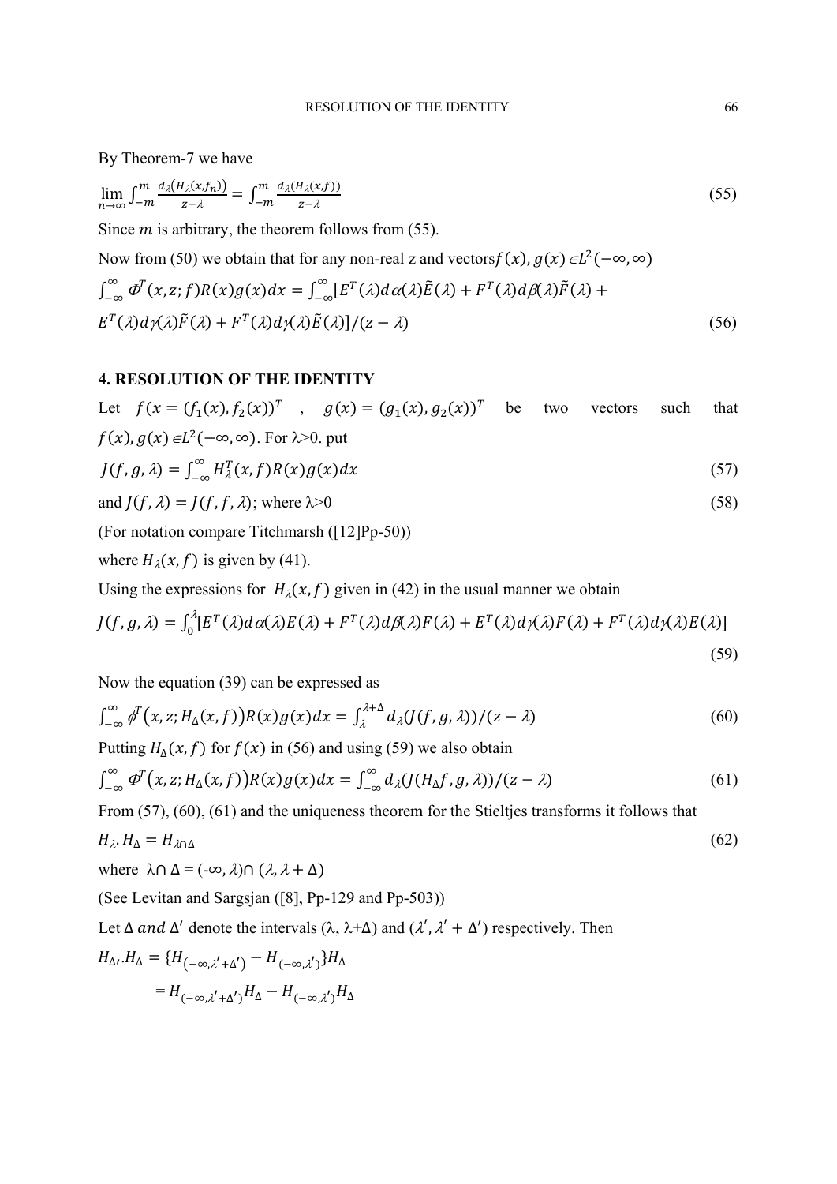By Theorem-7 we have

$$\lim_{n\to\infty}\int_{-m}^{m}\frac{d_{\lambda}\big(H_{\lambda}(x,f_n)\big)}{z-\lambda}=\int_{-m}^{m}\frac{d_{\lambda}(H_{\lambda}(x,f))}{z-\lambda} \tag{55}$$

Since $m$ is arbitrary, the theorem follows from (55).

Now from (50) we obtain that for any non-real z and vectors $f(x), g(x) \in L^2(-\infty,\infty)$

$$\int_{-\infty}^{\infty}\Phi^T(x,z;f)R(x)g(x)dx=\int_{-\infty}^{\infty}[E^T(\lambda)d\alpha(\lambda)\tilde{E}(\lambda)+F^T(\lambda)d\beta(\lambda)\tilde{F}(\lambda)+$$
$$E^T(\lambda)d\gamma(\lambda)\tilde{F}(\lambda)+F^T(\lambda)d\gamma(\lambda)\tilde{E}(\lambda)]/(z-\lambda) \tag{56}$$

## 4. RESOLUTION OF THE IDENTITY

Let $f(x=(f_1(x),f_2(x))^T$ , $g(x)=(g_1(x),g_2(x))^T$ be two vectors such that $f(x), g(x) \in L^2(-\infty,\infty)$. For λ>0. put

$$J(f,g,\lambda)=\int_{-\infty}^{\infty}H_{\lambda}^T(x,f)R(x)g(x)dx \tag{57}$$

and $J(f,\lambda)=J(f,f,\lambda)$; where λ>0 (58)

(For notation compare Titchmarsh ([12]Pp-50))

where $H_{\lambda}(x,f)$ is given by (41).

Using the expressions for $H_{\lambda}(x,f)$ given in (42) in the usual manner we obtain

$$J(f,g,\lambda)=\int_0^{\lambda}[E^T(\lambda)d\alpha(\lambda)E(\lambda)+F^T(\lambda)d\beta(\lambda)F(\lambda)+E^T(\lambda)d\gamma(\lambda)F(\lambda)+F^T(\lambda)d\gamma(\lambda)E(\lambda)] \tag{59}$$

Now the equation (39) can be expressed as

$$\int_{-\infty}^{\infty}\phi^T\big(x,z;H_{\Delta}(x,f)\big)R(x)g(x)dx=\int_{\lambda}^{\lambda+\Delta}d_{\lambda}(J(f,g,\lambda))/(z-\lambda) \tag{60}$$

Putting $H_{\Delta}(x,f)$ for $f(x)$ in (56) and using (59) we also obtain

$$\int_{-\infty}^{\infty}\Phi^T\big(x,z;H_{\Delta}(x,f)\big)R(x)g(x)dx=\int_{-\infty}^{\infty}d_{\lambda}(J(H_{\Delta}f,g,\lambda))/(z-\lambda) \tag{61}$$

From (57), (60), (61) and the uniqueness theorem for the Stieltjes transforms it follows that

$$H_{\lambda}.H_{\Delta}=H_{\lambda\cap\Delta} \tag{62}$$

where $\lambda\cap\Delta=(-\infty,\lambda)\cap(\lambda,\lambda+\Delta)$

(See Levitan and Sargsjan ([8], Pp-129 and Pp-503))

Let $\Delta$ and $\Delta'$ denote the intervals (λ, λ+Δ) and $(\lambda',\lambda'+\Delta')$ respectively. Then

$$H_{\Delta'}.H_{\Delta}=\{H_{(-\infty,\lambda'+\Delta')}-H_{(-\infty,\lambda')}\}H_{\Delta}$$
$$=H_{(-\infty,\lambda'+\Delta')}H_{\Delta}-H_{(-\infty,\lambda')}H_{\Delta}$$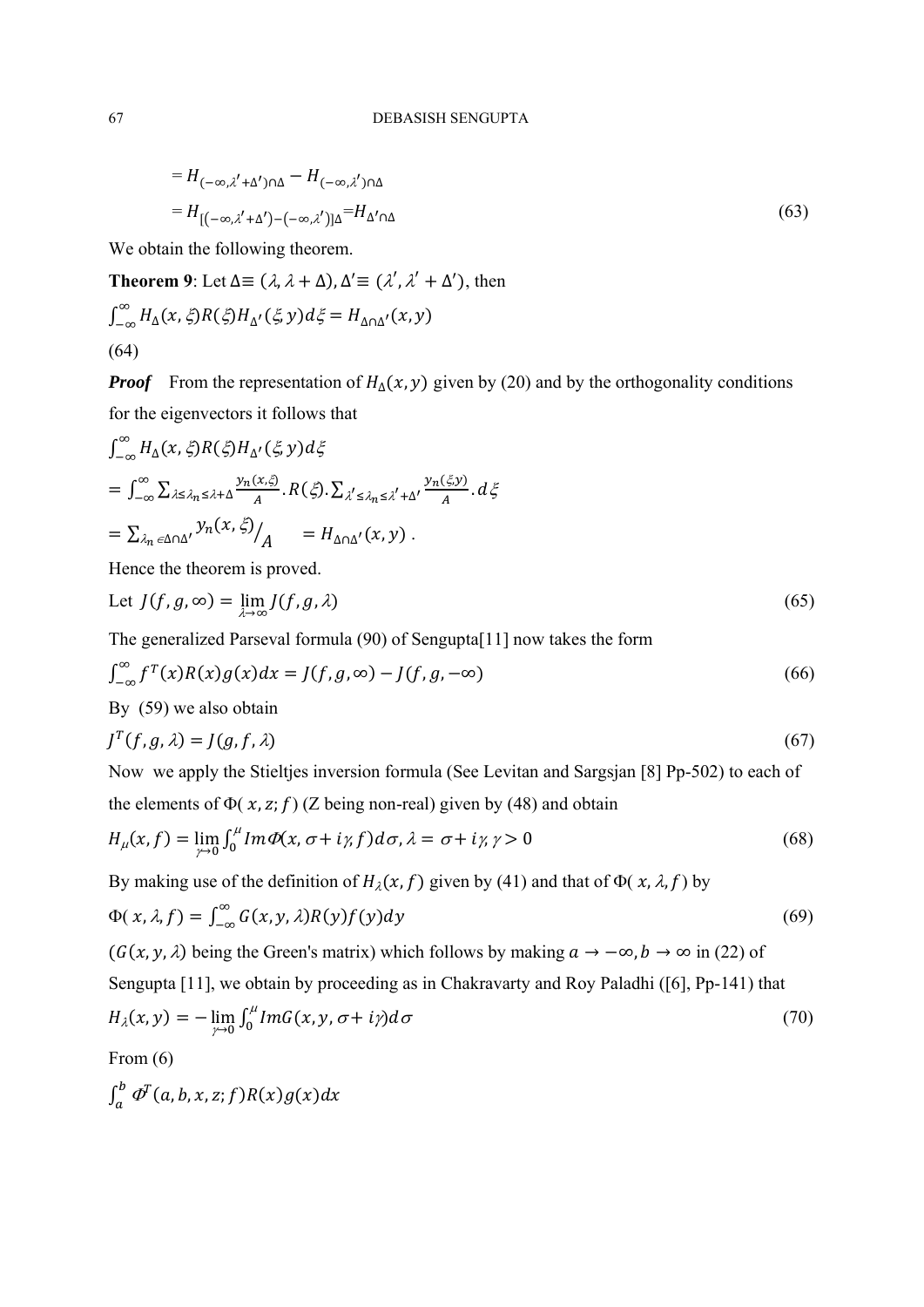$$= H_{(-\infty,\lambda'+\Delta')\cap\Delta} - H_{(-\infty,\lambda')\cap\Delta}$$

$$= H_{[(-\infty,\lambda'+\Delta')-(-\infty,\lambda')]\Delta} = H_{\Delta'\cap\Delta} \tag{63}$$

We obtain the following theorem.

**Theorem 9**: Let $\Delta \equiv (\lambda, \lambda + \Delta)$, $\Delta' \equiv (\lambda', \lambda' + \Delta')$, then

$$\int_{-\infty}^{\infty} H_\Delta(x,\xi) R(\xi) H_{\Delta'}(\xi, y) d\xi = H_{\Delta\cap\Delta'}(x,y)$$

(64)

***Proof*** From the representation of $H_\Delta(x,y)$ given by (20) and by the orthogonality conditions for the eigenvectors it follows that

$$\int_{-\infty}^{\infty} H_\Delta(x,\xi) R(\xi) H_{\Delta'}(\xi, y) d\xi$$

$$= \int_{-\infty}^{\infty} \sum_{\lambda \le \lambda_n \le \lambda+\Delta} \frac{y_n(x,\xi)}{A} . R(\xi) . \sum_{\lambda' \le \lambda_n \le \lambda'+\Delta'} \frac{y_n(\xi y)}{A} . d\xi$$

$$= \sum_{\lambda_n \in \Delta\cap\Delta'} y_n(x,\xi) / A \qquad = H_{\Delta\cap\Delta'}(x,y) .$$

Hence the theorem is proved.

Let $J(f,g,\infty) = \lim_{\lambda\to\infty} J(f,g,\lambda)$ (65)

The generalized Parseval formula (90) of Sengupta[11] now takes the form

$$\int_{-\infty}^{\infty} f^T(x) R(x) g(x) dx = J(f,g,\infty) - J(f,g,-\infty) \tag{66}$$

By (59) we also obtain

$$J^T(f,g,\lambda) = J(g,f,\lambda) \tag{67}$$

Now we apply the Stieltjes inversion formula (See Levitan and Sargsjan [8] Pp-502) to each of the elements of $\Phi(x, z; f)$ (Z being non-real) given by (48) and obtain

$$H_\mu(x,f) = \lim_{\gamma\to 0} \int_0^\mu Im\Phi(x, \sigma + i\gamma, f) d\sigma, \lambda = \sigma + i\gamma, \gamma > 0 \tag{68}$$

By making use of the definition of $H_\lambda(x,f)$ given by (41) and that of $\Phi(x,\lambda,f)$ by

$$\Phi(x,\lambda,f) = \int_{-\infty}^{\infty} G(x,y,\lambda) R(y) f(y) dy \tag{69}$$

$(G(x,y,\lambda)$ being the Green's matrix) which follows by making $a \to -\infty, b \to \infty$ in (22) of Sengupta [11], we obtain by proceeding as in Chakravarty and Roy Paladhi ([6], Pp-141) that

$$H_\lambda(x,y) = -\lim_{\gamma\to 0} \int_0^\mu ImG(x,y,\sigma + i\gamma) d\sigma \tag{70}$$

From (6)

$$\int_a^b \Phi^T(a,b,x,z;f) R(x) g(x) dx$$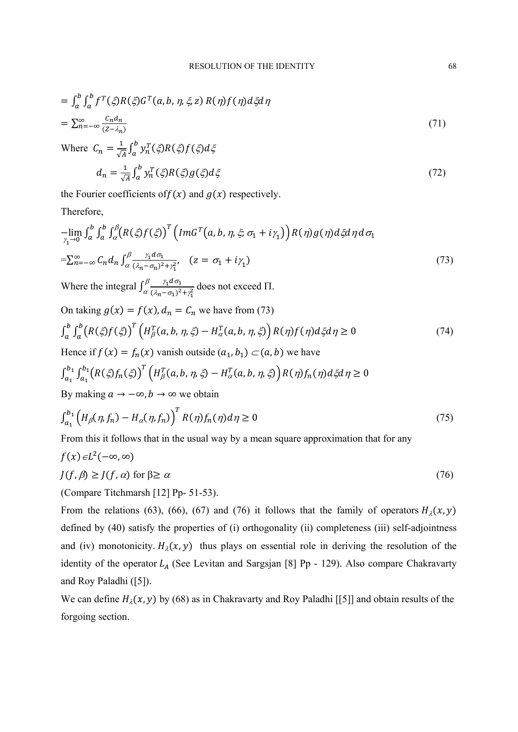$$= \int_a^b \int_a^b f^T(\xi) R(\xi) G^T(a, b, \eta, \xi, z)\, R(\eta) f(\eta) d\xi d\eta$$

$$= \sum_{n=-\infty}^{\infty} \frac{C_n d_n}{(Z - \lambda_n)} \tag{71}$$

Where $C_n = \frac{1}{\sqrt{A}} \int_a^b y_n^T(\xi) R(\xi) f(\xi) d\xi$

$$d_n = \frac{1}{\sqrt{A}} \int_a^b y_n^T(\xi) R(\xi) g(\xi) d\xi \tag{72}$$

the Fourier coefficients of$f(x)$ and $g(x)$ respectively.

Therefore,

$$-\lim_{\gamma_1 \to 0} \int_a^b \int_a^b \int_\alpha^\beta \big(R(\xi) f(\xi)\big)^T \Big(Im G^T\big(a, b, \eta, \xi; \sigma_1 + i\gamma_1\big)\Big) R(\eta) g(\eta) d\xi d\eta d\sigma_1$$

$$= \sum_{n=-\infty}^{\infty} C_n d_n \int_\alpha^\beta \frac{\gamma_1 d\sigma_1}{(\lambda_n - \sigma_n)^2 + \gamma_1^2}, \quad (z = \sigma_1 + i\gamma_1) \tag{73}$$

Where the integral $\int_\alpha^\beta \frac{\gamma_1 d\sigma_1}{(\lambda_n - \sigma_1)^2 + \gamma_1^2}$ does not exceed Π.

On taking $g(x) = f(x), d_n = C_n$ we have from (73)

$$\int_a^b \int_a^b \big(R(\xi) f(\xi)\big)^T \Big(H_\beta^T(a, b, \eta, \xi) - H_\alpha^T(a, b, \eta, \xi)\Big) R(\eta) f(\eta) d\xi d\eta \geq 0 \tag{74}$$

Hence if $f(x) = f_n(x)$ vanish outside $(a_1, b_1) \subset (a, b)$ we have

$$\int_{a_1}^{b_1} \int_{a_1}^{b_1} \big(R(\xi) f_n(\xi)\big)^T \Big(H_\beta^T(a, b, \eta, \xi) - H_\alpha^T(a, b, \eta, \xi)\Big) R(\eta) f_n(\eta) d\xi d\eta \geq 0$$

By making $a \to -\infty, b \to \infty$ we obtain

$$\int_{a_1}^{b_1} \Big(H_\beta(\eta, f_n) - H_\alpha(\eta, f_n)\Big)^T R(\eta) f_n(\eta) d\eta \geq 0 \tag{75}$$

From this it follows that in the usual way by a mean square approximation that for any $f(x) \in L^2(-\infty, \infty)$

$$J(f, \beta) \geq J(f, \alpha) \text{ for } \beta \geq \alpha \tag{76}$$

(Compare Titchmarsh [12] Pp- 51-53).

From the relations (63), (66), (67) and (76) it follows that the family of operators $H_\lambda(x, y)$ defined by (40) satisfy the properties of (i) orthogonality (ii) completeness (iii) self-adjointness and (iv) monotonicity. $H_\lambda(x, y)$ thus plays on essential role in deriving the resolution of the identity of the operator $L_A$ (See Levitan and Sargsjan [8] Pp - 129). Also compare Chakravarty and Roy Paladhi ([5]).

We can define $H_\lambda(x, y)$ by (68) as in Chakravarty and Roy Paladhi [[5]] and obtain results of the forgoing section.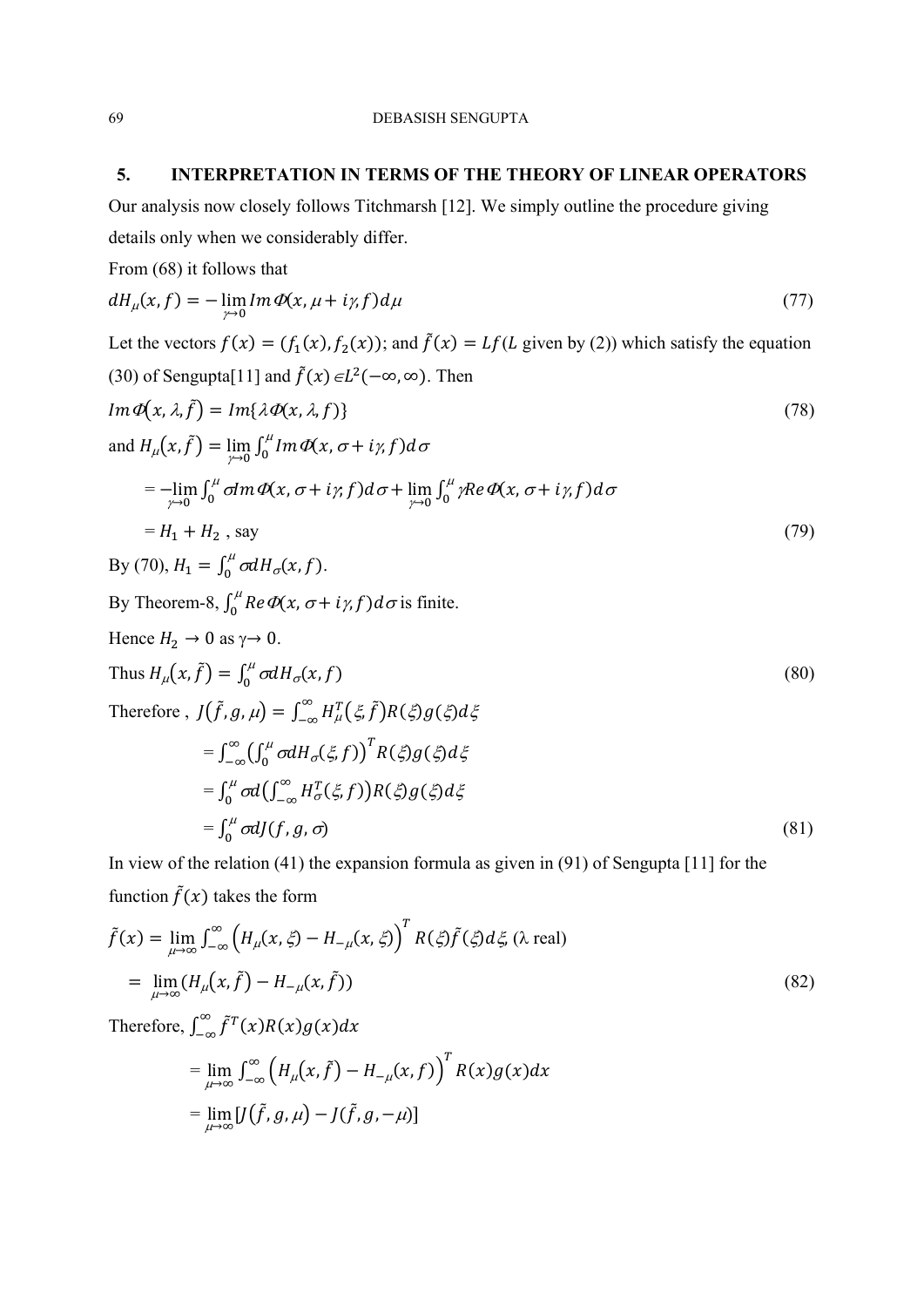## 5. INTERPRETATION IN TERMS OF THE THEORY OF LINEAR OPERATORS

Our analysis now closely follows Titchmarsh [12]. We simply outline the procedure giving details only when we considerably differ.

From (68) it follows that

$$dH_\mu(x,f) = -\lim_{\gamma\to 0} Im\,\Phi(x,\mu+i\gamma,f)d\mu \tag{77}$$

Let the vectors $f(x) = (f_1(x), f_2(x))$; and $\tilde{f}(x) = Lf$($L$ given by (2)) which satisfy the equation (30) of Sengupta[11] and $\tilde{f}(x) \in L^2(-\infty,\infty)$. Then

$$Im\,\Phi(x,\lambda,\tilde{f}) = Im\{\lambda\Phi(x,\lambda,f)\} \tag{78}$$

and $H_\mu(x,\tilde{f}) = \lim_{\gamma\to 0}\int_0^\mu Im\,\Phi(x,\sigma+i\gamma,f)d\sigma$

$$= -\lim_{\gamma\to 0}\int_0^\mu \sigma Im\,\Phi(x,\sigma+i\gamma,f)d\sigma + \lim_{\gamma\to 0}\int_0^\mu \gamma Re\,\Phi(x,\sigma+i\gamma,f)d\sigma$$

$$= H_1 + H_2 \text{, say} \tag{79}$$

By (70), $H_1 = \int_0^\mu \sigma dH_\sigma(x,f)$.

By Theorem-8, $\int_0^\mu Re\,\Phi(x,\sigma+i\gamma,f)d\sigma$ is finite.

Hence $H_2 \to 0$ as $\gamma \to 0$.

Thus $H_\mu(x,\tilde{f}) = \int_0^\mu \sigma dH_\sigma(x,f)$ (80)

Therefore , $J(\tilde{f},g,\mu) = \int_{-\infty}^{\infty} H_\mu^T(\xi,\tilde{f})R(\xi)g(\xi)d\xi$

$$= \int_{-\infty}^{\infty}\left(\int_0^\mu \sigma dH_\sigma(\xi,f)\right)^T R(\xi)g(\xi)d\xi$$

$$= \int_0^\mu \sigma d\left(\int_{-\infty}^{\infty} H_\sigma^T(\xi,f)\right)R(\xi)g(\xi)d\xi$$

$$= \int_0^\mu \sigma dJ(f,g,\sigma) \tag{81}$$

In view of the relation (41) the expansion formula as given in (91) of Sengupta [11] for the function $\tilde{f}(x)$ takes the form

$$\tilde{f}(x) = \lim_{\mu\to\infty}\int_{-\infty}^{\infty}\left(H_\mu(x,\xi) - H_{-\mu}(x,\xi)\right)^T R(\xi)\tilde{f}(\xi)d\xi, \ (\lambda \text{ real})$$

$$= \lim_{\mu\to\infty}(H_\mu(x,\tilde{f}) - H_{-\mu}(x,\tilde{f})) \tag{82}$$

Therefore, $\int_{-\infty}^{\infty}\tilde{f}^T(x)R(x)g(x)dx$

$$= \lim_{\mu\to\infty}\int_{-\infty}^{\infty}\left(H_\mu(x,\tilde{f}) - H_{-\mu}(x,f)\right)^T R(x)g(x)dx$$

$$= \lim_{\mu\to\infty}[J(\tilde{f},g,\mu) - J(\tilde{f},g,-\mu)]$$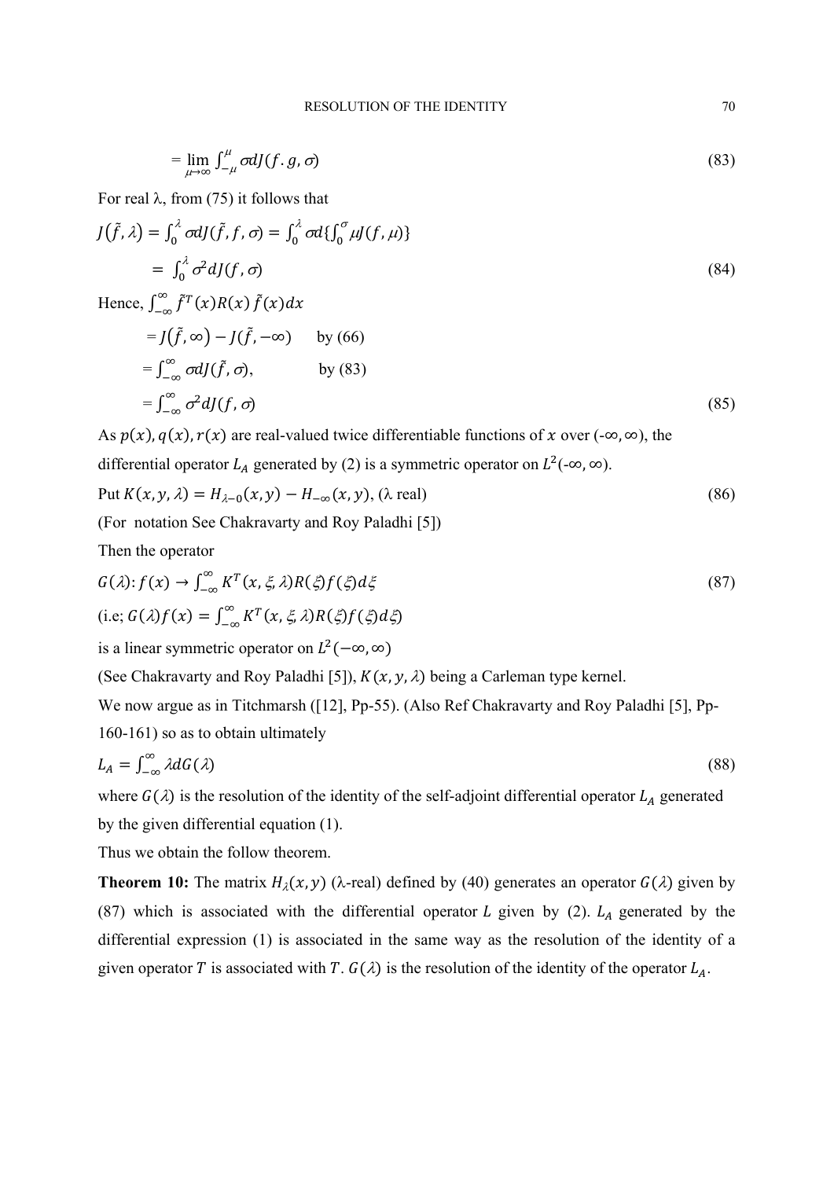$$= \lim_{\mu \to \infty} \int_{-\mu}^{\mu} \sigma dJ(f.g,\sigma) \tag{83}$$

For real λ, from (75) it follows that

$$J(\tilde{f},\lambda) = \int_0^{\lambda} \sigma dJ(\tilde{f},f,\sigma) = \int_0^{\lambda} \sigma d\{\int_0^{\sigma} \mu J(f,\mu)\}$$

$$= \int_0^{\lambda} \sigma^2 dJ(f,\sigma) \tag{84}$$

Hence, $\int_{-\infty}^{\infty} \tilde{f}^T(x) R(x) \tilde{f}(x) dx$

$= J(\tilde{f},\infty) - J(\tilde{f},-\infty)$ by (66)

$= \int_{-\infty}^{\infty} \sigma dJ(\tilde{f},\sigma)$, by (83)

$$= \int_{-\infty}^{\infty} \sigma^2 dJ(f,\sigma) \tag{85}$$

As $p(x), q(x), r(x)$ are real-valued twice differentiable functions of $x$ over $(-\infty,\infty)$, the differential operator $L_A$ generated by (2) is a symmetric operator on $L^2(-\infty,\infty)$.

Put $K(x,y,\lambda) = H_{\lambda-0}(x,y) - H_{-\infty}(x,y)$, (λ real) (86)

(For notation See Chakravarty and Roy Paladhi [5])

Then the operator

$$G(\lambda): f(x) \to \int_{-\infty}^{\infty} K^T(x,\xi,\lambda) R(\xi) f(\xi) d\xi \tag{87}$$

(i.e; $G(\lambda)f(x) = \int_{-\infty}^{\infty} K^T(x,\xi,\lambda) R(\xi) f(\xi) d\xi$)

is a linear symmetric operator on $L^2(-\infty,\infty)$

(See Chakravarty and Roy Paladhi [5]), $K(x,y,\lambda)$ being a Carleman type kernel.

We now argue as in Titchmarsh ([12], Pp-55). (Also Ref Chakravarty and Roy Paladhi [5], Pp-160-161) so as to obtain ultimately

$$L_A = \int_{-\infty}^{\infty} \lambda dG(\lambda) \tag{88}$$

where $G(\lambda)$ is the resolution of the identity of the self-adjoint differential operator $L_A$ generated by the given differential equation (1).

Thus we obtain the follow theorem.

**Theorem 10:** The matrix $H_\lambda(x,y)$ (λ-real) defined by (40) generates an operator $G(\lambda)$ given by (87) which is associated with the differential operator $L$ given by (2). $L_A$ generated by the differential expression (1) is associated in the same way as the resolution of the identity of a given operator $T$ is associated with $T$. $G(\lambda)$ is the resolution of the identity of the operator $L_A$.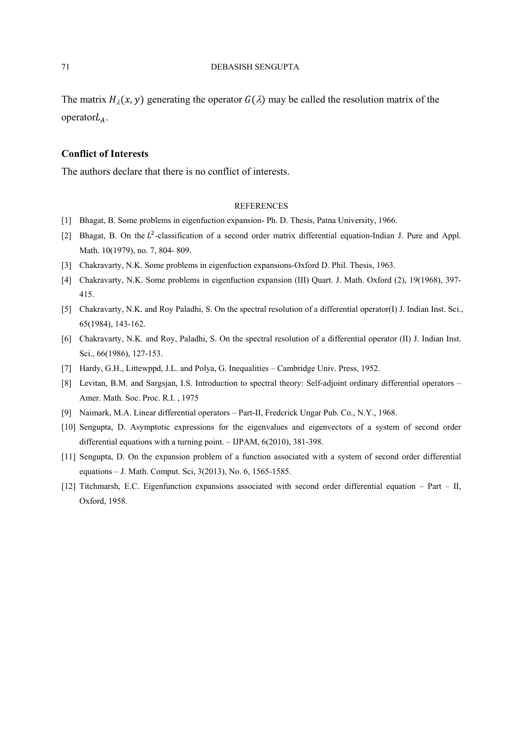The matrix $H_\lambda(x, y)$ generating the operator $G(\lambda)$ may be called the resolution matrix of the operator$L_A$.

## Conflict of Interests

The authors declare that there is no conflict of interests.

## REFERENCES

[1] Bhagat, B. Some problems in eigenfuction expansion- Ph. D. Thesis, Patna University, 1966.

[2] Bhagat, B. On the $L^2$-classification of a second order matrix differential equation-Indian J. Pure and Appl. Math. 10(1979), no. 7, 804- 809.

[3] Chakravarty, N.K. Some problems in eigenfuction expansions-Oxford D. Phil. Thesis, 1963.

[4] Chakravarty, N.K. Some problems in eigenfuction expansion (III) Quart. J. Math. Oxford (2), 19(1968), 397-415.

[5] Chakravarty, N.K. and Roy Paladhi, S. On the spectral resolution of a differential operator(I) J. Indian Inst. Sci., 65(1984), 143-162.

[6] Chakravarty, N.K. and Roy, Paladhi, S. On the spectral resolution of a differential operator (II) J. Indian Inst. Sci., 66(1986), 127-153.

[7] Hardy, G.H., Littewppd, J.L. and Polya, G. Inequalities – Cambridge Univ. Press, 1952.

[8] Levitan, B.M. and Sargsjan, I.S. Introduction to spectral theory: Self-adjoint ordinary differential operators – Amer. Math. Soc. Proc. R.I. , 1975

[9] Naimark, M.A. Linear differential operators – Part-II, Fredcrick Ungar Pub. Co., N.Y., 1968.

[10] Sengupta, D. Asymptotic expressions for the eigenvalues and eigenvectors of a system of second order differential equations with a turning point. – IJPAM, 6(2010), 381-398.

[11] Sengupta, D. On the expansion problem of a function associated with a system of second order differential equations – J. Math. Comput. Sci, 3(2013), No. 6, 1565-1585.

[12] Titchmarsh, E.C. Eigenfunction expansions associated with second order differential equation – Part – II, Oxford, 1958.